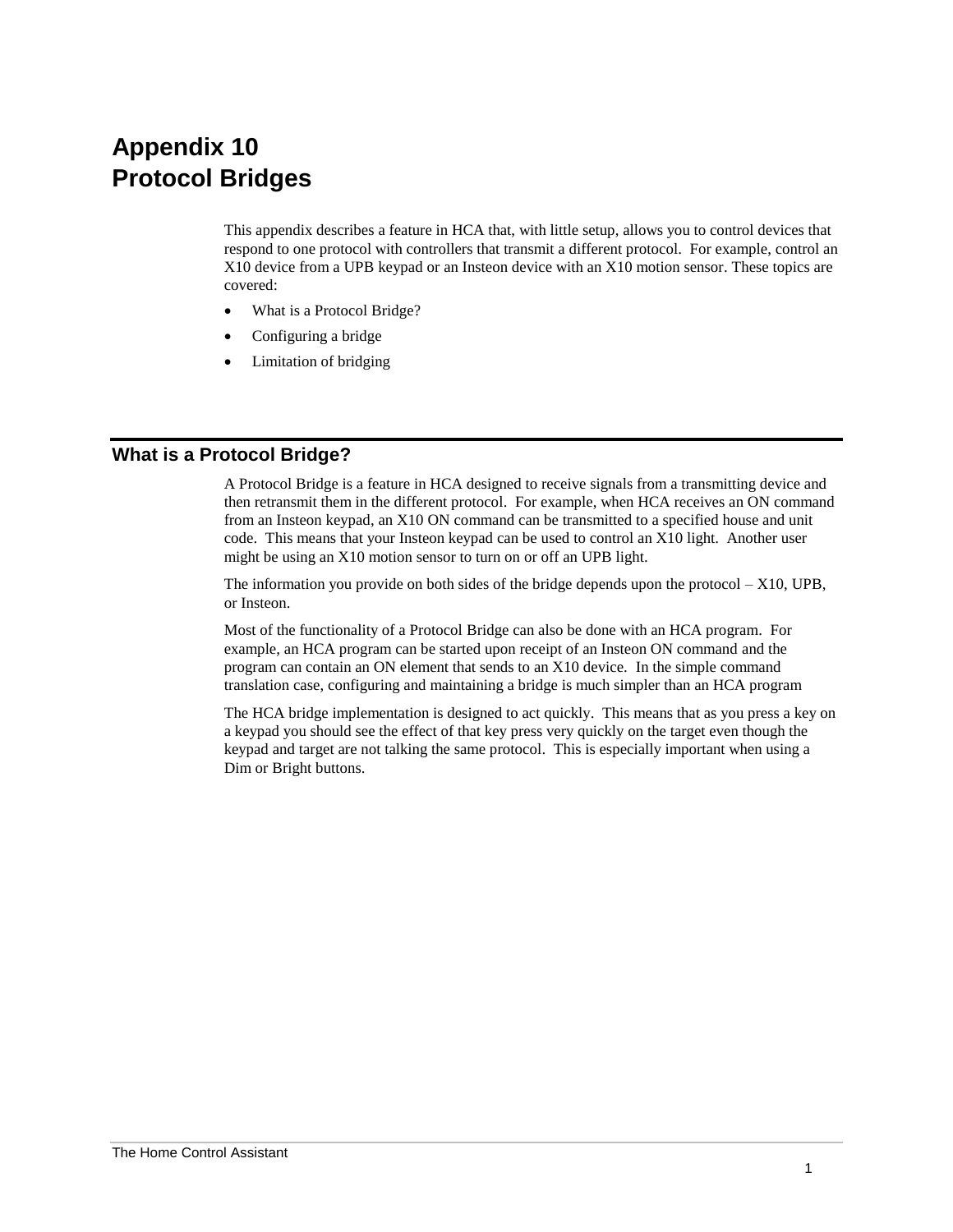# Appendix 10
# Protocol Bridges

This appendix describes a feature in HCA that, with little setup, allows you to control devices that respond to one protocol with controllers that transmit a different protocol. For example, control an X10 device from a UPB keypad or an Insteon device with an X10 motion sensor. These topics are covered:

- What is a Protocol Bridge?
- Configuring a bridge
- Limitation of bridging

## What is a Protocol Bridge?

A Protocol Bridge is a feature in HCA designed to receive signals from a transmitting device and then retransmit them in the different protocol. For example, when HCA receives an ON command from an Insteon keypad, an X10 ON command can be transmitted to a specified house and unit code. This means that your Insteon keypad can be used to control an X10 light. Another user might be using an X10 motion sensor to turn on or off an UPB light.

The information you provide on both sides of the bridge depends upon the protocol – X10, UPB, or Insteon.

Most of the functionality of a Protocol Bridge can also be done with an HCA program. For example, an HCA program can be started upon receipt of an Insteon ON command and the program can contain an ON element that sends to an X10 device. In the simple command translation case, configuring and maintaining a bridge is much simpler than an HCA program

The HCA bridge implementation is designed to act quickly. This means that as you press a key on a keypad you should see the effect of that key press very quickly on the target even though the keypad and target are not talking the same protocol. This is especially important when using a Dim or Bright buttons.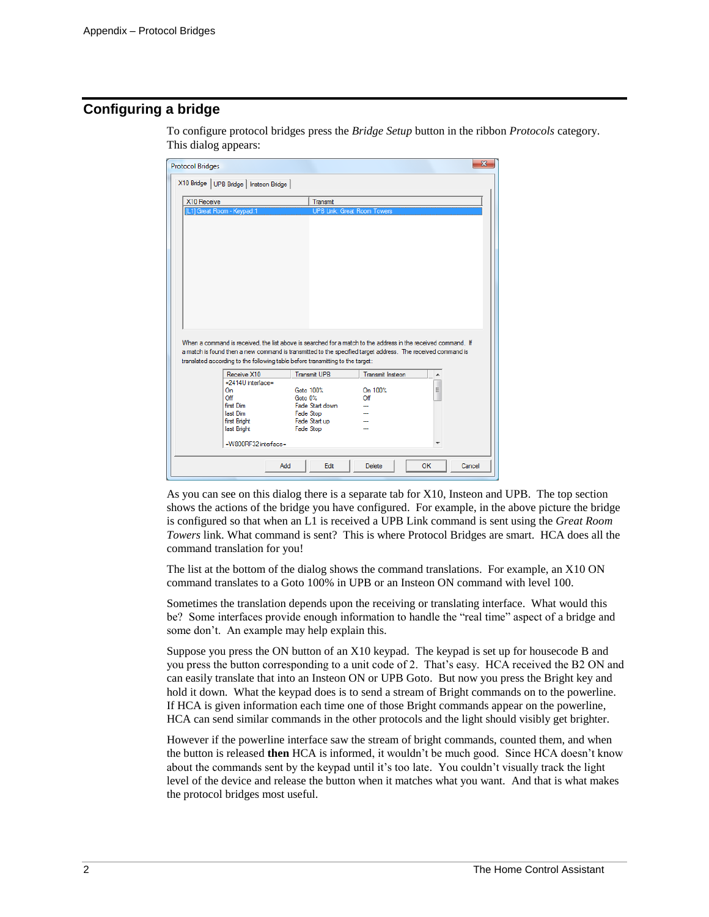## Configuring a bridge

To configure protocol bridges press the *Bridge Setup* button in the ribbon *Protocols* category. This dialog appears:

As you can see on this dialog there is a separate tab for X10, Insteon and UPB. The top section shows the actions of the bridge you have configured. For example, in the above picture the bridge is configured so that when an L1 is received a UPB Link command is sent using the *Great Room Towers* link. What command is sent? This is where Protocol Bridges are smart. HCA does all the command translation for you!

The list at the bottom of the dialog shows the command translations. For example, an X10 ON command translates to a Goto 100% in UPB or an Insteon ON command with level 100.

Sometimes the translation depends upon the receiving or translating interface. What would this be? Some interfaces provide enough information to handle the "real time" aspect of a bridge and some don't. An example may help explain this.

Suppose you press the ON button of an X10 keypad. The keypad is set up for housecode B and you press the button corresponding to a unit code of 2. That's easy. HCA received the B2 ON and can easily translate that into an Insteon ON or UPB Goto. But now you press the Bright key and hold it down. What the keypad does is to send a stream of Bright commands on to the powerline. If HCA is given information each time one of those Bright commands appear on the powerline, HCA can send similar commands in the other protocols and the light should visibly get brighter.

However if the powerline interface saw the stream of bright commands, counted them, and when the button is released **then** HCA is informed, it wouldn't be much good. Since HCA doesn't know about the commands sent by the keypad until it's too late. You couldn't visually track the light level of the device and release the button when it matches what you want. And that is what makes the protocol bridges most useful.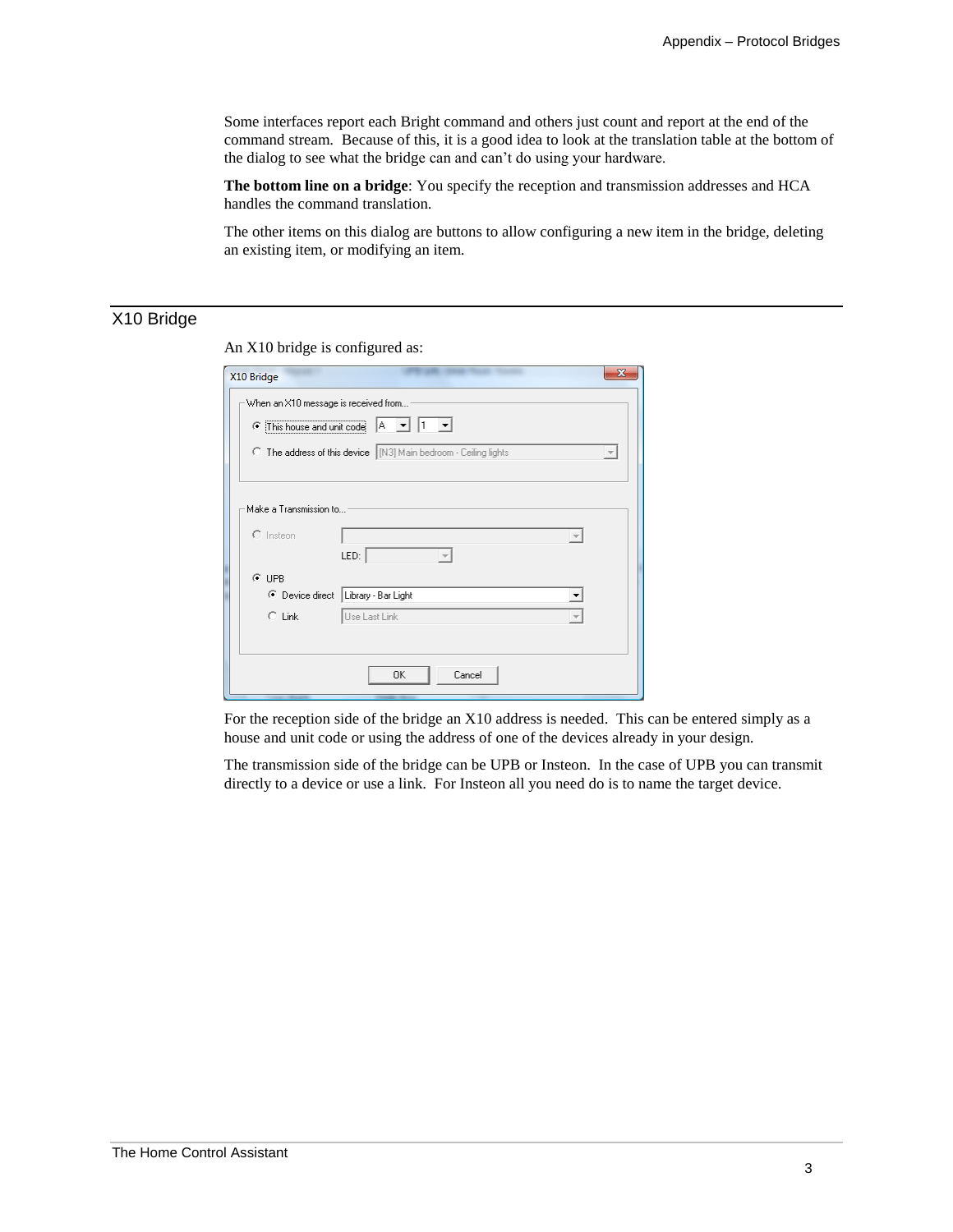Some interfaces report each Bright command and others just count and report at the end of the command stream. Because of this, it is a good idea to look at the translation table at the bottom of the dialog to see what the bridge can and can't do using your hardware.

**The bottom line on a bridge**: You specify the reception and transmission addresses and HCA handles the command translation.

The other items on this dialog are buttons to allow configuring a new item in the bridge, deleting an existing item, or modifying an item.

## X10 Bridge

An X10 bridge is configured as:

For the reception side of the bridge an X10 address is needed. This can be entered simply as a house and unit code or using the address of one of the devices already in your design.

The transmission side of the bridge can be UPB or Insteon. In the case of UPB you can transmit directly to a device or use a link. For Insteon all you need do is to name the target device.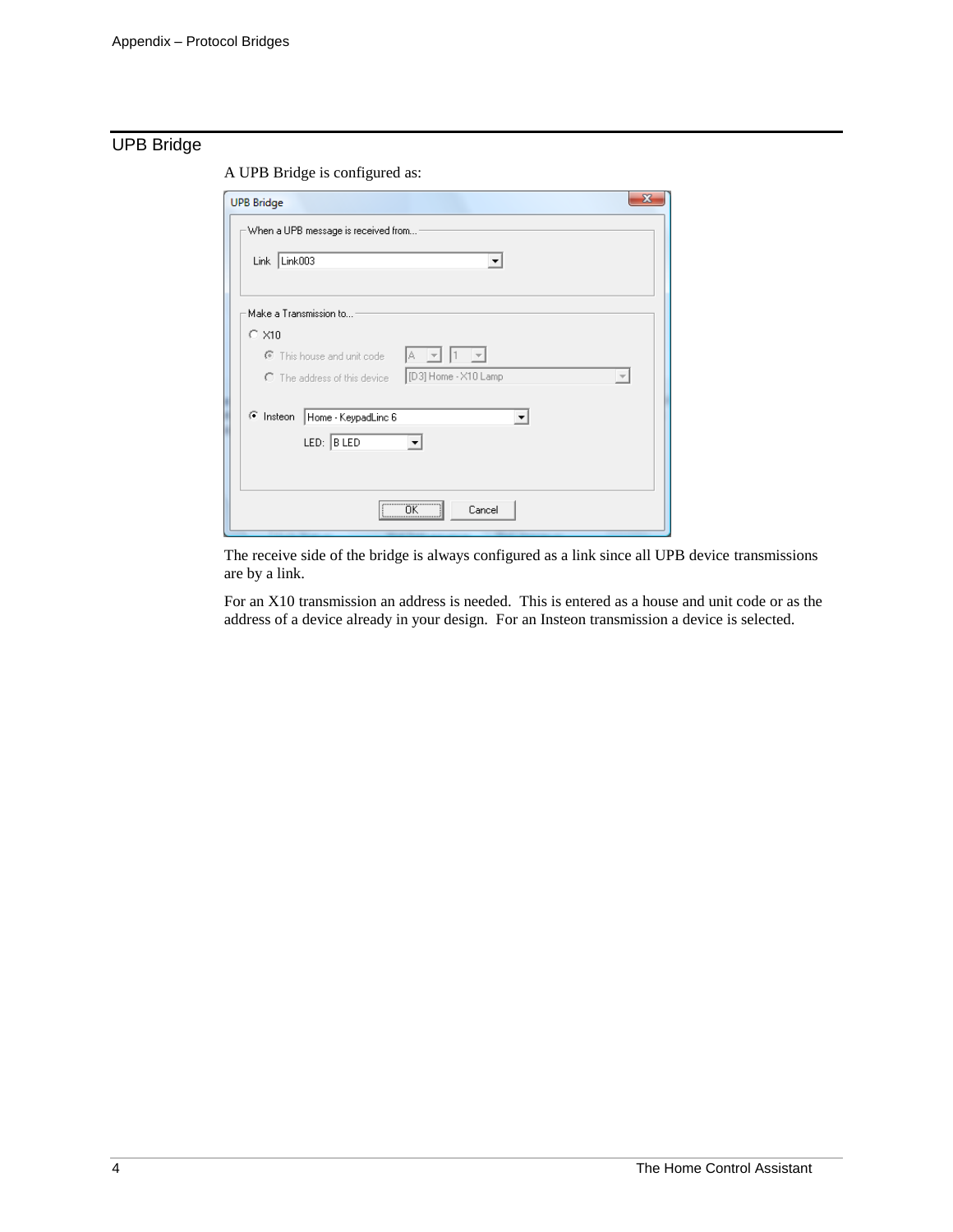## UPB Bridge

A UPB Bridge is configured as:

The receive side of the bridge is always configured as a link since all UPB device transmissions are by a link.

For an X10 transmission an address is needed. This is entered as a house and unit code or as the address of a device already in your design. For an Insteon transmission a device is selected.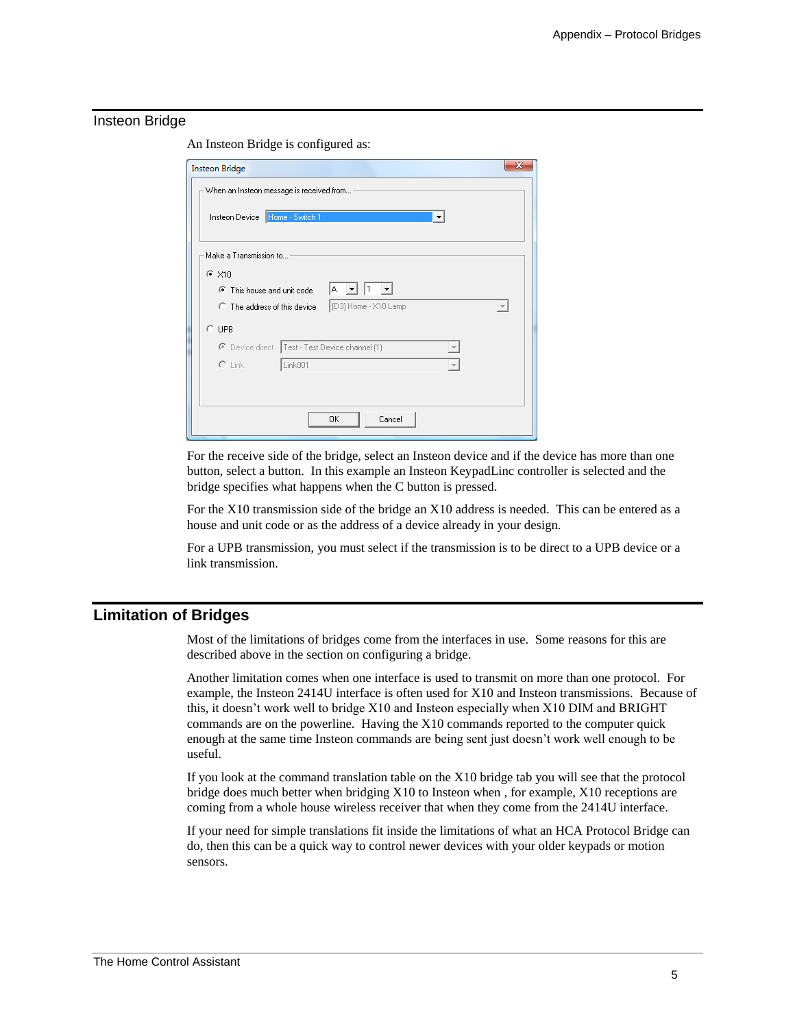## Insteon Bridge

An Insteon Bridge is configured as:

Insteon Bridge

When an Insteon message is received from...

Insteon Device Home - Switch 1

Make a Transmission to...

X10

This house and unit code A 1

The address of this device [D3] Home - X10 Lamp

UPB

Device direct Test - Test Device channel (1)

Link Link001

OK Cancel

For the receive side of the bridge, select an Insteon device and if the device has more than one button, select a button. In this example an Insteon KeypadLinc controller is selected and the bridge specifies what happens when the C button is pressed.

For the X10 transmission side of the bridge an X10 address is needed. This can be entered as a house and unit code or as the address of a device already in your design.

For a UPB transmission, you must select if the transmission is to be direct to a UPB device or a link transmission.

## Limitation of Bridges

Most of the limitations of bridges come from the interfaces in use. Some reasons for this are described above in the section on configuring a bridge.

Another limitation comes when one interface is used to transmit on more than one protocol. For example, the Insteon 2414U interface is often used for X10 and Insteon transmissions. Because of this, it doesn't work well to bridge X10 and Insteon especially when X10 DIM and BRIGHT commands are on the powerline. Having the X10 commands reported to the computer quick enough at the same time Insteon commands are being sent just doesn't work well enough to be useful.

If you look at the command translation table on the X10 bridge tab you will see that the protocol bridge does much better when bridging X10 to Insteon when , for example, X10 receptions are coming from a whole house wireless receiver that when they come from the 2414U interface.

If your need for simple translations fit inside the limitations of what an HCA Protocol Bridge can do, then this can be a quick way to control newer devices with your older keypads or motion sensors.